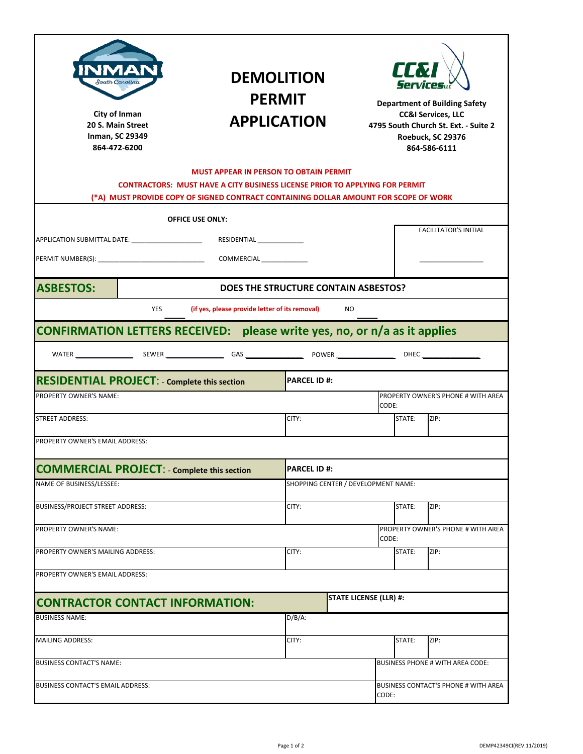City of Inman
20 S. Main Street
Inman, SC 29349
864-472-6200

# DEMOLITION PERMIT APPLICATION

Department of Building Safety
CC&I Services, LLC
4795 South Church St. Ext. - Suite 2
Roebuck, SC 29376
864-586-6111

**MUST APPEAR IN PERSON TO OBTAIN PERMIT**

**CONTRACTORS: MUST HAVE A CITY BUSINESS LICENSE PRIOR TO APPLYING FOR PERMIT**

**(*A) MUST PROVIDE COPY OF SIGNED CONTRACT CONTAINING DOLLAR AMOUNT FOR SCOPE OF WORK**

**OFFICE USE ONLY:**

APPLICATION SUBMITTAL DATE: ____________________ RESIDENTIAL _____________

PERMIT NUMBER(S): ______________________________ COMMERCIAL _____________

FACILITATOR'S INITIAL ________________

## ASBESTOS: DOES THE STRUCTURE CONTAIN ASBESTOS?

YES _____ (if yes, please provide letter of its removal) NO _____

## CONFIRMATION LETTERS RECEIVED: please write yes, no, or n/a as it applies

WATER ______________ SEWER ______________ GAS ______________ POWER ______________ DHEC ______________

## RESIDENTIAL PROJECT: - Complete this section

| PARCEL ID #: | | | |
|---|---|---|---|
| PROPERTY OWNER'S NAME: | | PROPERTY OWNER'S PHONE # WITH AREA CODE: | |
| STREET ADDRESS: | CITY: | STATE: | ZIP: |
| PROPERTY OWNER'S EMAIL ADDRESS: | | | |

## COMMERCIAL PROJECT: - Complete this section

| PARCEL ID #: | | | |
|---|---|---|---|
| NAME OF BUSINESS/LESSEE: | SHOPPING CENTER / DEVELOPMENT NAME: | | |
| BUSINESS/PROJECT STREET ADDRESS: | CITY: | STATE: | ZIP: |
| PROPERTY OWNER'S NAME: | | PROPERTY OWNER'S PHONE # WITH AREA CODE: | |
| PROPERTY OWNER'S MAILING ADDRESS: | CITY: | STATE: | ZIP: |
| PROPERTY OWNER'S EMAIL ADDRESS: | | | |

## CONTRACTOR CONTACT INFORMATION:

| STATE LICENSE (LLR) #: | | | |
|---|---|---|---|
| BUSINESS NAME: | D/B/A: | | |
| MAILING ADDRESS: | CITY: | STATE: | ZIP: |
| BUSINESS CONTACT'S NAME: | | BUSINESS PHONE # WITH AREA CODE: | |
| BUSINESS CONTACT'S EMAIL ADDRESS: | | BUSINESS CONTACT'S PHONE # WITH AREA CODE: | |

DEMP42349CI(REV.11/2019)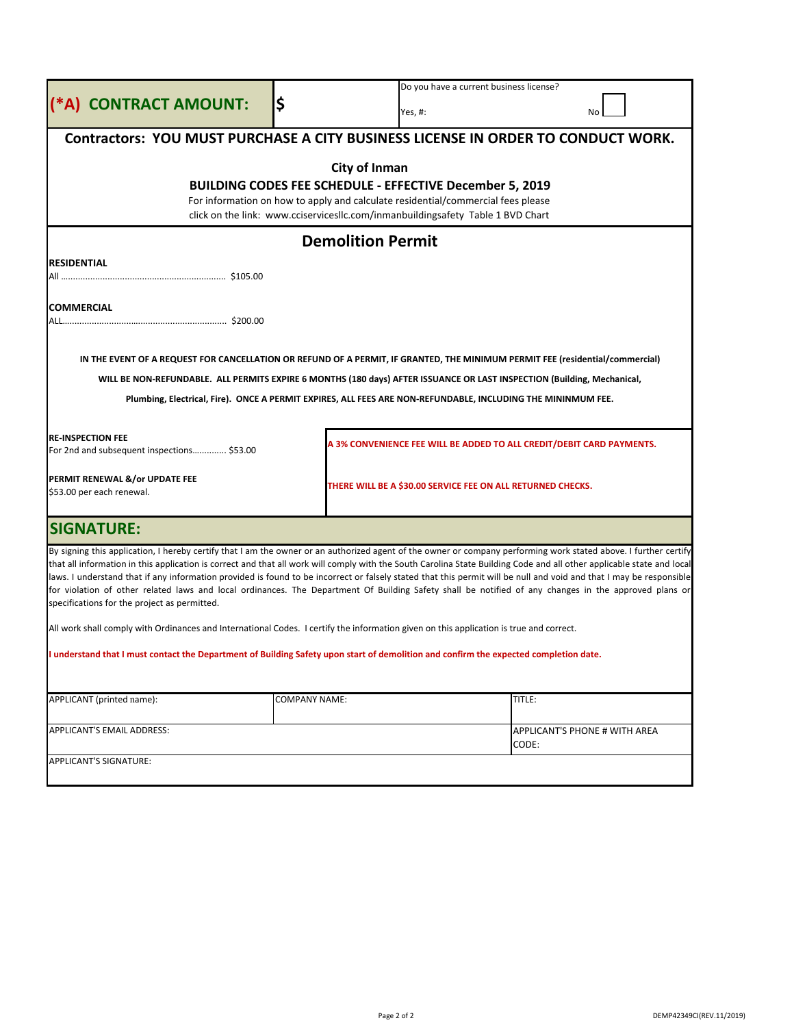| | | |
|---|---|---|
| **(*A) CONTRACT AMOUNT:** | **$** | Do you have a current business license?<br>Yes, #: No |

**Contractors: YOU MUST PURCHASE A CITY BUSINESS LICENSE IN ORDER TO CONDUCT WORK.**

**City of Inman**

**BUILDING CODES FEE SCHEDULE - EFFECTIVE December 5, 2019**

For information on how to apply and calculate residential/commercial fees please click on the link: www.cciservicesllc.com/inmanbuildingsafety Table 1 BVD Chart

## Demolition Permit

**RESIDENTIAL**

All ................................................................... $105.00

**COMMERCIAL**

ALL.................................................................. $200.00

**IN THE EVENT OF A REQUEST FOR CANCELLATION OR REFUND OF A PERMIT, IF GRANTED, THE MINIMUM PERMIT FEE (residential/commercial) WILL BE NON-REFUNDABLE. ALL PERMITS EXPIRE 6 MONTHS (180 days) AFTER ISSUANCE OR LAST INSPECTION (Building, Mechanical, Plumbing, Electrical, Fire). ONCE A PERMIT EXPIRES, ALL FEES ARE NON-REFUNDABLE, INCLUDING THE MININMUM FEE.**

| | |
|---|---|
| **RE-INSPECTION FEE**<br>For 2nd and subsequent inspections.............. $53.00 | **A 3% CONVENIENCE FEE WILL BE ADDED TO ALL CREDIT/DEBIT CARD PAYMENTS.** |
| **PERMIT RENEWAL &/or UPDATE FEE**<br>$53.00 per each renewal. | **THERE WILL BE A $30.00 SERVICE FEE ON ALL RETURNED CHECKS.** |

## SIGNATURE:

By signing this application, I hereby certify that I am the owner or an authorized agent of the owner or company performing work stated above. I further certify that all information in this application is correct and that all work will comply with the South Carolina State Building Code and all other applicable state and local laws. I understand that if any information provided is found to be incorrect or falsely stated that this permit will be null and void and that I may be responsible for violation of other related laws and local ordinances. The Department Of Building Safety shall be notified of any changes in the approved plans or specifications for the project as permitted.

All work shall comply with Ordinances and International Codes. I certify the information given on this application is true and correct.

**I understand that I must contact the Department of Building Safety upon start of demolition and confirm the expected completion date.**

| | | |
|---|---|---|
| APPLICANT (printed name): | COMPANY NAME: | TITLE: |
| APPLICANT'S EMAIL ADDRESS: | | APPLICANT'S PHONE # WITH AREA CODE: |
| APPLICANT'S SIGNATURE: | | |

DEMP42349CI(REV.11/2019)